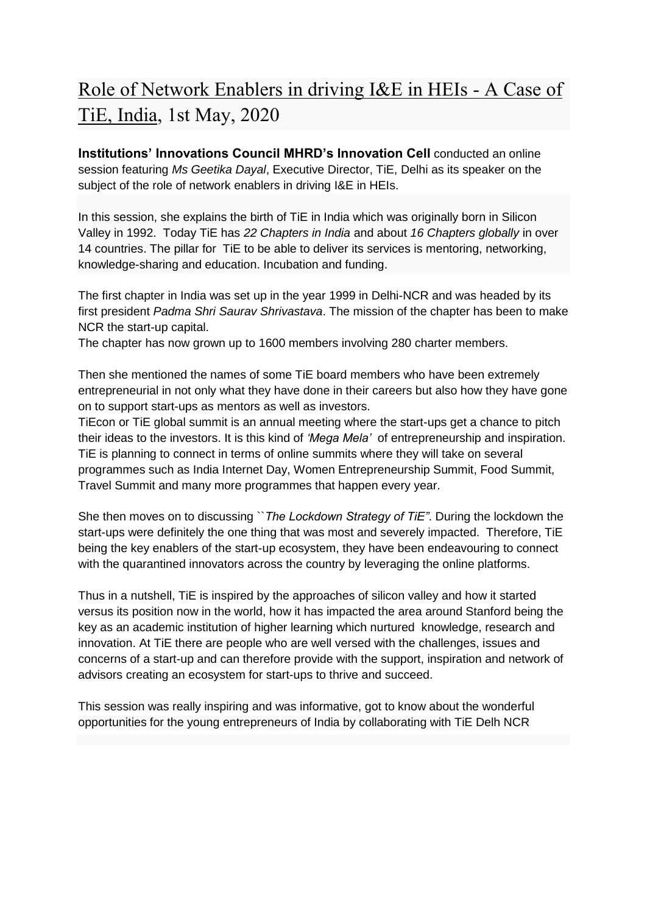# Role of Network Enablers in driving I&E in HEIs - A Case of TiE, India, 1st May, 2020

**Institutions' Innovations Council MHRD's Innovation Cell** conducted an online session featuring *Ms Geetika Dayal*, Executive Director, TiE, Delhi as its speaker on the subject of the role of network enablers in driving I&E in HEIs.

In this session, she explains the birth of TiE in India which was originally born in Silicon Valley in 1992. Today TiE has *22 Chapters in India* and about *16 Chapters globally* in over 14 countries. The pillar for TiE to be able to deliver its services is mentoring, networking, knowledge-sharing and education. Incubation and funding.

The first chapter in India was set up in the year 1999 in Delhi-NCR and was headed by its first president *Padma Shri Saurav Shrivastava*. The mission of the chapter has been to make NCR the start-up capital.
The chapter has now grown up to 1600 members involving 280 charter members.

Then she mentioned the names of some TiE board members who have been extremely entrepreneurial in not only what they have done in their careers but also how they have gone on to support start-ups as mentors as well as investors.
TiEcon or TiE global summit is an annual meeting where the start-ups get a chance to pitch their ideas to the investors. It is this kind of *'Mega Mela'* of entrepreneurship and inspiration. TiE is planning to connect in terms of online summits where they will take on several programmes such as India Internet Day, Women Entrepreneurship Summit, Food Summit, Travel Summit and many more programmes that happen every year.

She then moves on to discussing ``*The Lockdown Strategy of TiE"*. During the lockdown the start-ups were definitely the one thing that was most and severely impacted. Therefore, TiE being the key enablers of the start-up ecosystem, they have been endeavouring to connect with the quarantined innovators across the country by leveraging the online platforms.

Thus in a nutshell, TiE is inspired by the approaches of silicon valley and how it started versus its position now in the world, how it has impacted the area around Stanford being the key as an academic institution of higher learning which nurtured knowledge, research and innovation. At TiE there are people who are well versed with the challenges, issues and concerns of a start-up and can therefore provide with the support, inspiration and network of advisors creating an ecosystem for start-ups to thrive and succeed.

This session was really inspiring and was informative, got to know about the wonderful opportunities for the young entrepreneurs of India by collaborating with TiE Delh NCR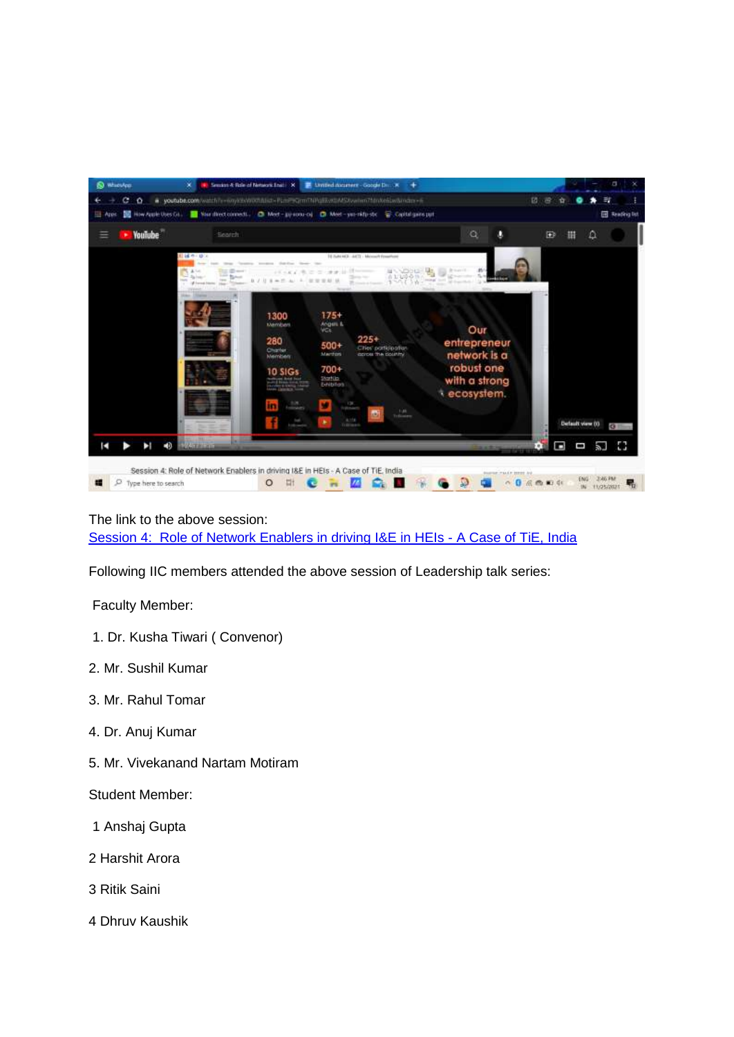The link to the above session:
[Session 4: Role of Network Enablers in driving I&E in HEIs - A Case of TiE, India]()

Following IIC members attended the above session of Leadership talk series:

Faculty Member:

1. Dr. Kusha Tiwari ( Convenor)
2. Mr. Sushil Kumar
3. Mr. Rahul Tomar
4. Dr. Anuj Kumar
5. Mr. Vivekanand Nartam Motiram

Student Member:

1 Anshaj Gupta

2 Harshit Arora

3 Ritik Saini

4 Dhruv Kaushik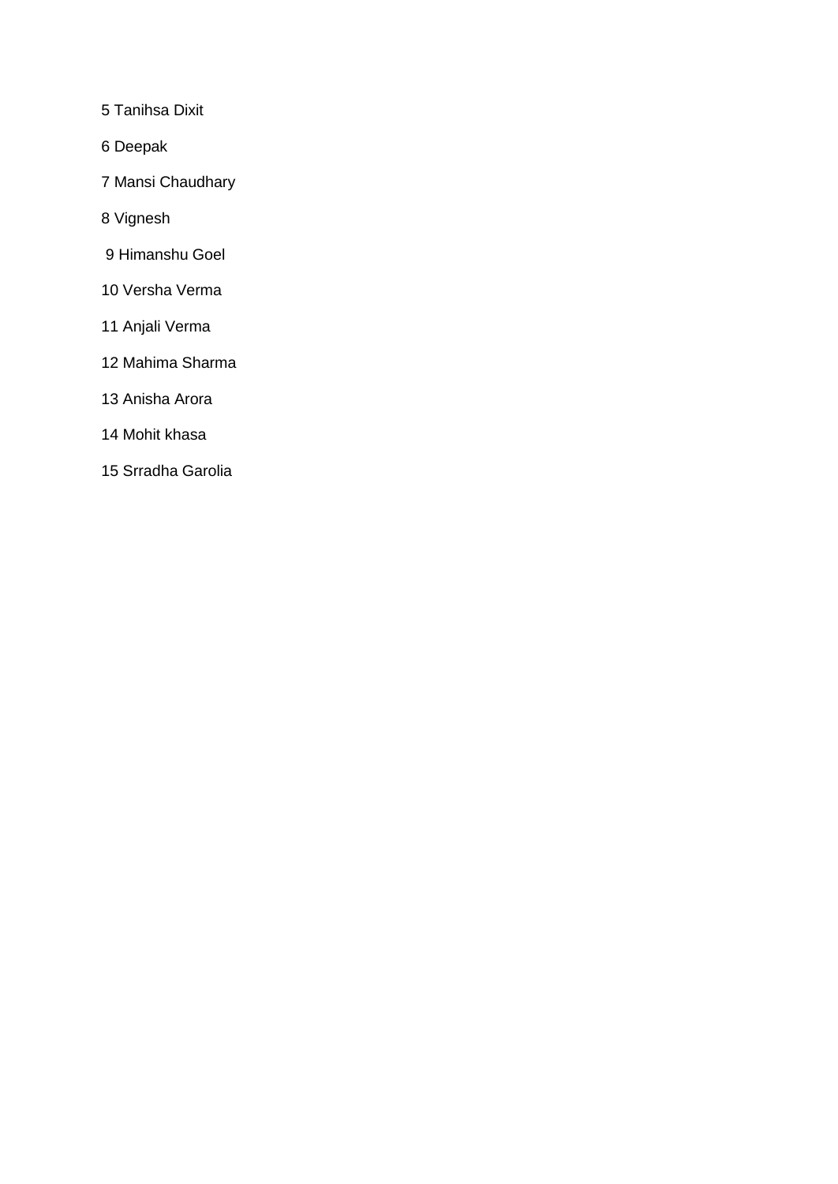5 Tanihsa Dixit

6 Deepak

7 Mansi Chaudhary

8 Vignesh

9 Himanshu Goel

10 Versha Verma

11 Anjali Verma

12 Mahima Sharma

13 Anisha Arora

14 Mohit khasa

15 Srradha Garolia